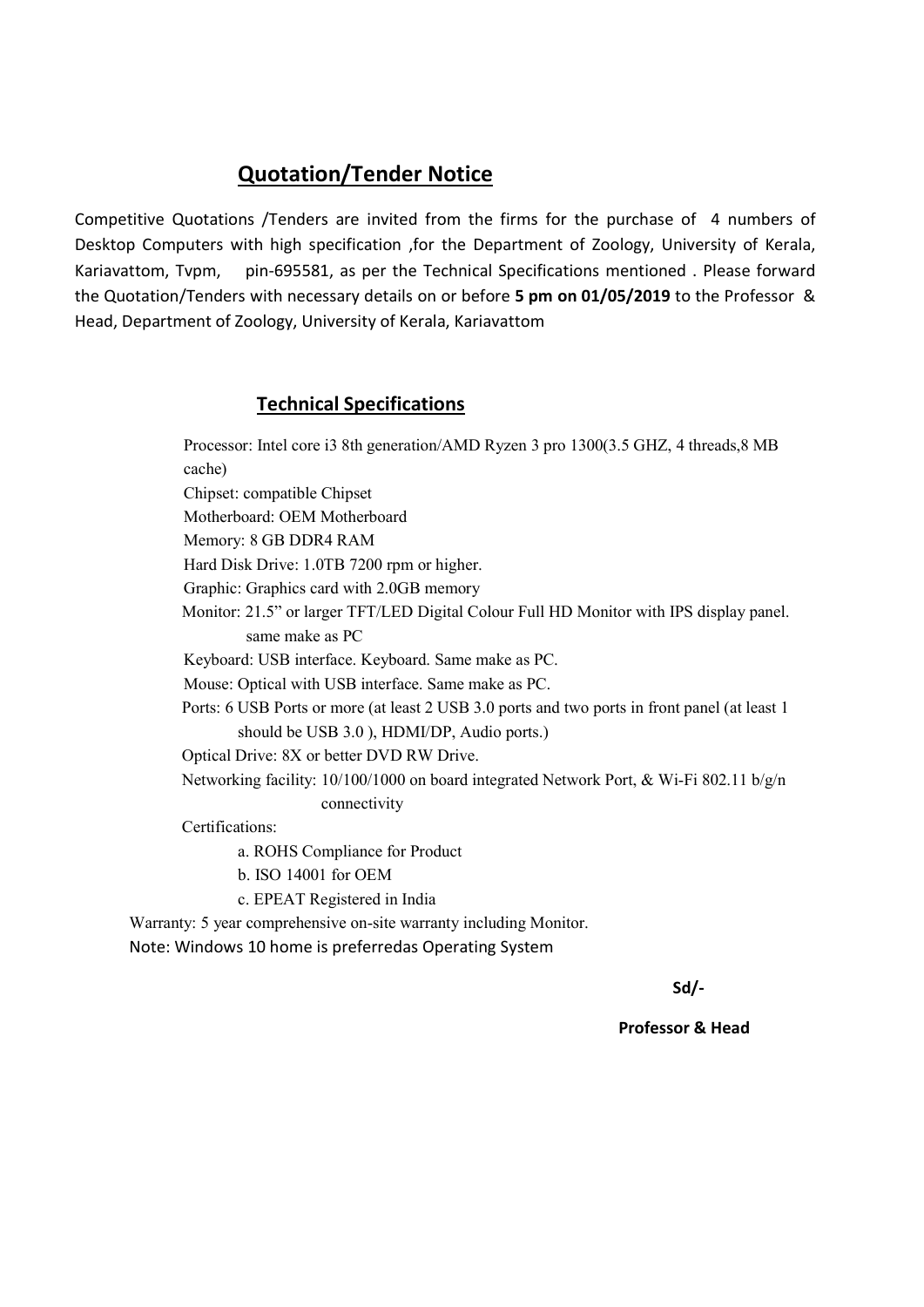## Quotation/Tender Notice

Competitive Quotations /Tenders are invited from the firms for the purchase of 4 numbers of Desktop Computers with high specification ,for the Department of Zoology, University of Kerala, Kariavattom, Tvpm, pin-695581, as per the Technical Specifications mentioned . Please forward the Quotation/Tenders with necessary details on or before **5 pm on 01/05/2019** to the Professor & Head, Department of Zoology, University of Kerala, Kariavattom

### Technical Specifications

Processor: Intel core i3 8th generation/AMD Ryzen 3 pro 1300(3.5 GHZ, 4 threads,8 MB cache)

Chipset: compatible Chipset

Motherboard: OEM Motherboard

Memory: 8 GB DDR4 RAM

Hard Disk Drive: 1.0TB 7200 rpm or higher.

Graphic: Graphics card with 2.0GB memory

Monitor: 21.5" or larger TFT/LED Digital Colour Full HD Monitor with IPS display panel. same make as PC

Keyboard: USB interface. Keyboard. Same make as PC.

Mouse: Optical with USB interface. Same make as PC.

Ports: 6 USB Ports or more (at least 2 USB 3.0 ports and two ports in front panel (at least 1 should be USB 3.0 ), HDMI/DP, Audio ports.)

Optical Drive: 8X or better DVD RW Drive.

Networking facility: 10/100/1000 on board integrated Network Port, & Wi-Fi 802.11 b/g/n connectivity

Certifications:

a. ROHS Compliance for Product

b. ISO 14001 for OEM

c. EPEAT Registered in India

Warranty: 5 year comprehensive on-site warranty including Monitor.

Note: Windows 10 home is preferredas Operating System

**Sd/-**

**Professor & Head**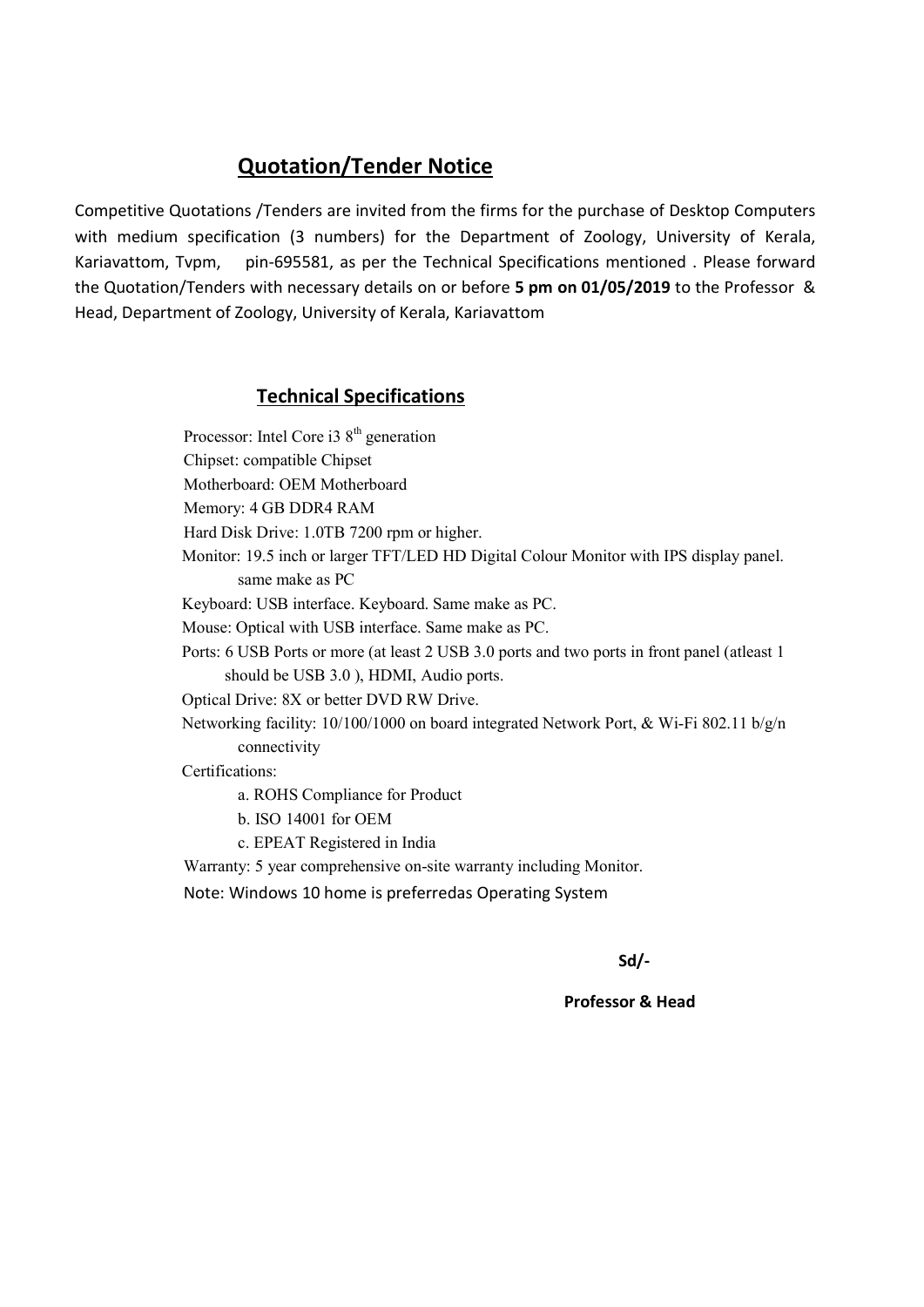## Quotation/Tender Notice

Competitive Quotations /Tenders are invited from the firms for the purchase of Desktop Computers with medium specification (3 numbers) for the Department of Zoology, University of Kerala, Kariavattom, Tvpm, pin-695581, as per the Technical Specifications mentioned . Please forward the Quotation/Tenders with necessary details on or before **5 pm on 01/05/2019** to the Professor & Head, Department of Zoology, University of Kerala, Kariavattom

## Technical Specifications

Processor: Intel Core i3 8th generation

Chipset: compatible Chipset

Motherboard: OEM Motherboard

Memory: 4 GB DDR4 RAM

Hard Disk Drive: 1.0TB 7200 rpm or higher.

Monitor: 19.5 inch or larger TFT/LED HD Digital Colour Monitor with IPS display panel. same make as PC

Keyboard: USB interface. Keyboard. Same make as PC.

Mouse: Optical with USB interface. Same make as PC.

Ports: 6 USB Ports or more (at least 2 USB 3.0 ports and two ports in front panel (atleast 1 should be USB 3.0 ), HDMI, Audio ports.

Optical Drive: 8X or better DVD RW Drive.

Networking facility: 10/100/1000 on board integrated Network Port, & Wi-Fi 802.11 b/g/n connectivity

Certifications:

a. ROHS Compliance for Product

b. ISO 14001 for OEM

c. EPEAT Registered in India

Warranty: 5 year comprehensive on-site warranty including Monitor.

Note: Windows 10 home is preferredas Operating System

**Sd/-**

**Professor & Head**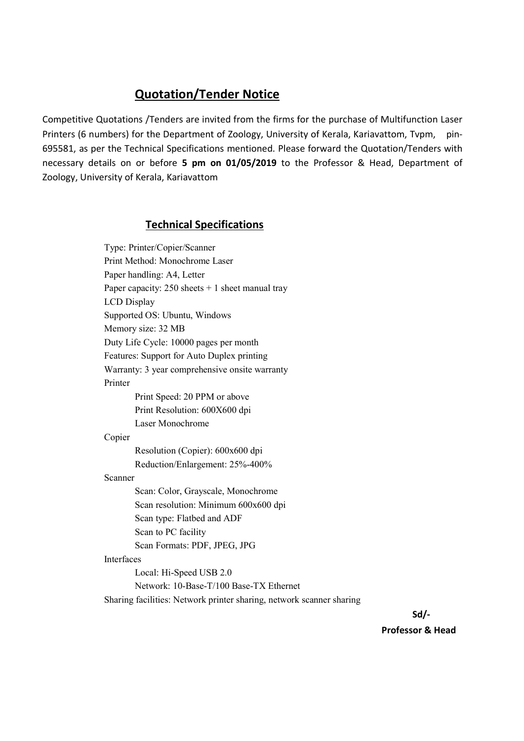## Quotation/Tender Notice

Competitive Quotations /Tenders are invited from the firms for the purchase of Multifunction Laser Printers (6 numbers) for the Department of Zoology, University of Kerala, Kariavattom, Tvpm, pin-695581, as per the Technical Specifications mentioned. Please forward the Quotation/Tenders with necessary details on or before **5 pm on 01/05/2019** to the Professor & Head, Department of Zoology, University of Kerala, Kariavattom

### Technical Specifications

Type: Printer/Copier/Scanner
Print Method: Monochrome Laser
Paper handling: A4, Letter
Paper capacity: 250 sheets + 1 sheet manual tray
LCD Display
Supported OS: Ubuntu, Windows
Memory size: 32 MB
Duty Life Cycle: 10000 pages per month
Features: Support for Auto Duplex printing
Warranty: 3 year comprehensive onsite warranty

Printer

- Print Speed: 20 PPM or above
- Print Resolution: 600X600 dpi
- Laser Monochrome

Copier

- Resolution (Copier): 600x600 dpi
- Reduction/Enlargement: 25%-400%

Scanner

- Scan: Color, Grayscale, Monochrome
- Scan resolution: Minimum 600x600 dpi
- Scan type: Flatbed and ADF
- Scan to PC facility
- Scan Formats: PDF, JPEG, JPG

Interfaces

- Local: Hi-Speed USB 2.0
- Network: 10-Base-T/100 Base-TX Ethernet

Sharing facilities: Network printer sharing, network scanner sharing

**Sd/-**

**Professor & Head**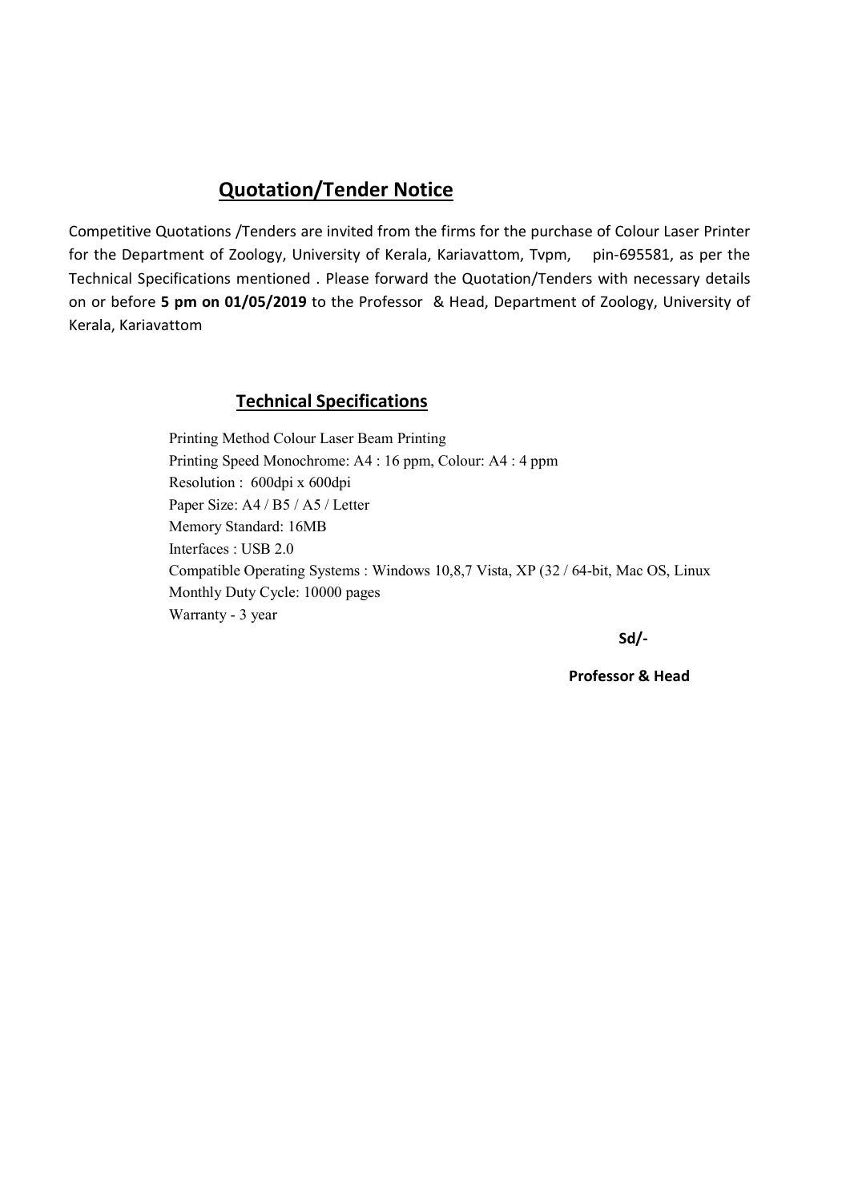## Quotation/Tender Notice

Competitive Quotations /Tenders are invited from the firms for the purchase of Colour Laser Printer for the Department of Zoology, University of Kerala, Kariavattom, Tvpm, pin-695581, as per the Technical Specifications mentioned . Please forward the Quotation/Tenders with necessary details on or before **5 pm on 01/05/2019** to the Professor & Head, Department of Zoology, University of Kerala, Kariavattom

### Technical Specifications

Printing Method Colour Laser Beam Printing
Printing Speed Monochrome: A4 : 16 ppm, Colour: A4 : 4 ppm
Resolution : 600dpi x 600dpi
Paper Size: A4 / B5 / A5 / Letter
Memory Standard: 16MB
Interfaces : USB 2.0
Compatible Operating Systems : Windows 10,8,7 Vista, XP (32 / 64-bit, Mac OS, Linux
Monthly Duty Cycle: 10000 pages
Warranty - 3 year

**Sd/-**

**Professor & Head**